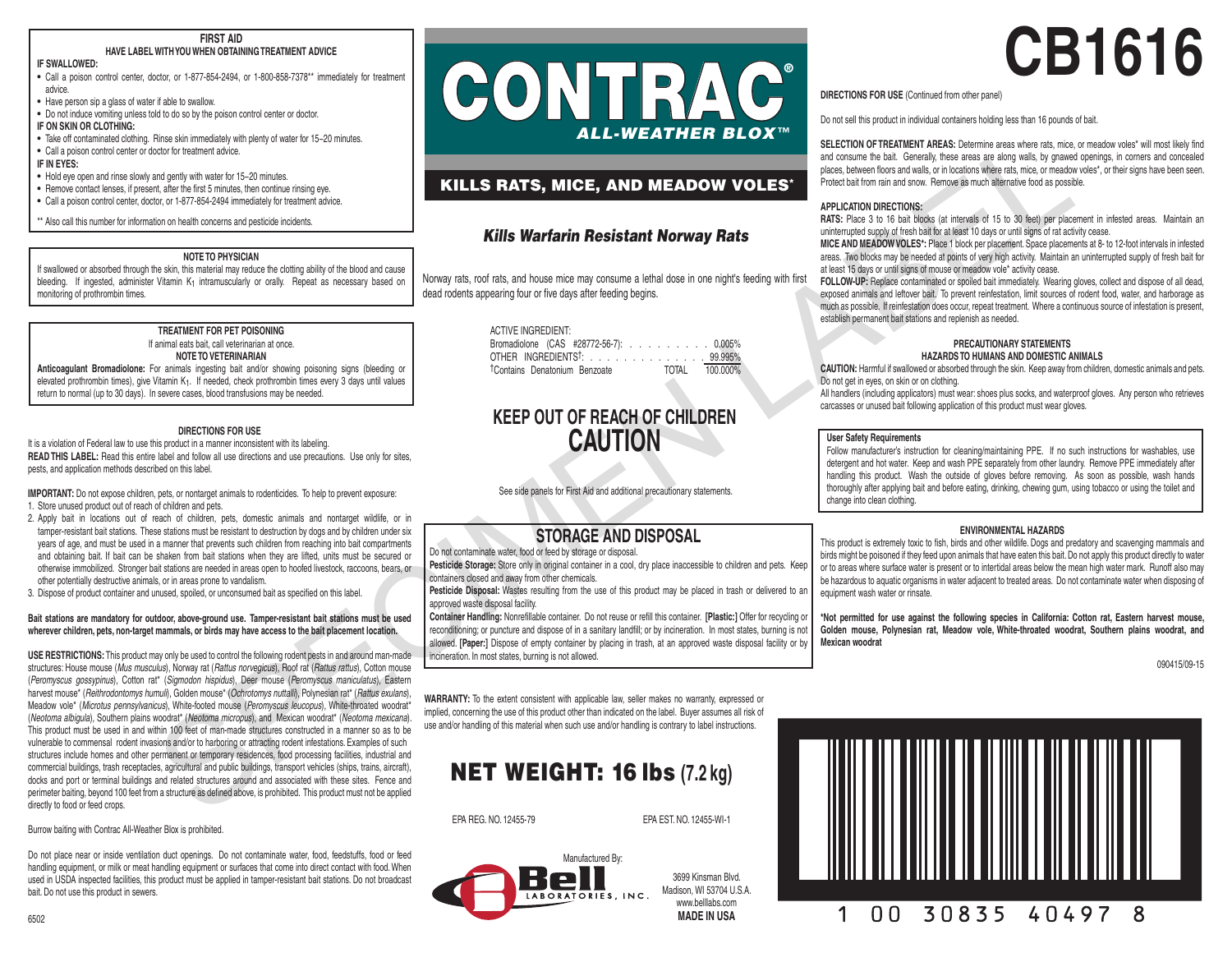# CB1616

## FIRST AID

### HAVE LABEL WITH YOU WHEN OBTAINING TREATMENT ADVICE

**IF SWALLOWED:**

- Call a poison control center, doctor, or 1-877-854-2494, or 1-800-858-7378** immediately for treatment advice.
- Have person sip a glass of water if able to swallow.
- Do not induce vomiting unless told to do so by the poison control center or doctor.

**IF ON SKIN OR CLOTHING:**

- Take off contaminated clothing. Rinse skin immediately with plenty of water for 15–20 minutes.
- Call a poison control center or doctor for treatment advice.

**IF IN EYES:**

- Hold eye open and rinse slowly and gently with water for 15–20 minutes.
- Remove contact lenses, if present, after the first 5 minutes, then continue rinsing eye.
- Call a poison control center, doctor, or 1-877-854-2494 immediately for treatment advice.

** Also call this number for information on health concerns and pesticide incidents.

## NOTE TO PHYSICIAN

If swallowed or absorbed through the skin, this material may reduce the clotting ability of the blood and cause bleeding. If ingested, administer Vitamin $K_1$ intramuscularly or orally. Repeat as necessary based on monitoring of prothrombin times.

## TREATMENT FOR PET POISONING

If animal eats bait, call veterinarian at once.

**NOTE TO VETERINARIAN**

**Anticoagulant Bromadiolone:** For animals ingesting bait and/or showing poisoning signs (bleeding or elevated prothrombin times), give Vitamin $K_1$. If needed, check prothrombin times every 3 days until values return to normal (up to 30 days). In severe cases, blood transfusions may be needed.

## DIRECTIONS FOR USE

It is a violation of Federal law to use this product in a manner inconsistent with its labeling.

**READ THIS LABEL:** Read this entire label and follow all use directions and use precautions. Use only for sites, pests, and application methods described on this label.

**IMPORTANT:** Do not expose children, pets, or nontarget animals to rodenticides. To help to prevent exposure:

1. Store unused product out of reach of children and pets.
2. Apply bait in locations out of reach of children, pets, domestic animals and nontarget wildlife, or in tamper-resistant bait stations. These stations must be resistant to destruction by dogs and by children under six years of age, and must be used in a manner that prevents such children from reaching into bait compartments and obtaining bait. If bait can be shaken from bait stations when they are lifted, units must be secured or otherwise immobilized. Stronger bait stations are needed in areas open to hoofed livestock, raccoons, bears, or other potentially destructive animals, or in areas prone to vandalism.
3. Dispose of product container and unused, spoiled, or unconsumed bait as specified on this label.

**Bait stations are mandatory for outdoor, above-ground use. Tamper-resistant bait stations must be used wherever children, pets, non-target mammals, or birds may have access to the bait placement location.**

**USE RESTRICTIONS:** This product may only be used to control the following rodent pests in and around man-made structures: House mouse (*Mus musculus*), Norway rat (*Rattus norvegicus*), Roof rat (*Rattus rattus*), Cotton mouse (*Peromyscus gossypinus*), Cotton rat* (*Sigmodon hispidus*), Deer mouse (*Peromyscus maniculatus*), Eastern harvest mouse* (*Reithrodontomys humuli*), Golden mouse* (*Ochrotomys nuttalli*), Polynesian rat* (*Rattus exulans*), Meadow vole* (*Microtus pennsylvanicus*), White-footed mouse (*Peromyscus leucopus*), White-throated woodrat* (*Neotoma albigula*), Southern plains woodrat* (*Neotoma micropus*), and Mexican woodrat* (*Neotoma mexicana*). This product must be used in and within 100 feet of man-made structures constructed in a manner so as to be vulnerable to commensal rodent invasions and/or to harboring or attracting rodent infestations. Examples of such structures include homes and other permanent or temporary residences, food processing facilities, industrial and commercial buildings, trash receptacles, agricultural and public buildings, transport vehicles (ships, trains, aircraft), docks and port or terminal buildings and related structures around and associated with these sites. Fence and perimeter baiting, beyond 100 feet from a structure as defined above, is prohibited. This product must not be applied directly to food or feed crops.

Burrow baiting with Contrac All-Weather Blox is prohibited.

Do not place near or inside ventilation duct openings. Do not contaminate water, food, feedstuffs, food or feed handling equipment, or milk or meat handling equipment or surfaces that come into direct contact with food. When used in USDA inspected facilities, this product must be applied in tamper-resistant bait stations. Do not broadcast bait. Do not use this product in sewers.

6502

# CONTRAC®
## ALL-WEATHER BLOX™

## KILLS RATS, MICE, AND MEADOW VOLES*

### *Kills Warfarin Resistant Norway Rats*

Norway rats, roof rats, and house mice may consume a lethal dose in one night's feeding with first dead rodents appearing four or five days after feeding begins.

| ACTIVE INGREDIENT: | |
|---|---|
| Bromadiolone (CAS #28772-56-7): | 0.005% |
| OTHER INGREDIENTS†: | 99.995% |
| †Contains Denatonium Benzoate TOTAL | 100.000% |

## KEEP OUT OF REACH OF CHILDREN
## CAUTION

See side panels for First Aid and additional precautionary statements.

## STORAGE AND DISPOSAL

Do not contaminate water, food or feed by storage or disposal.

**Pesticide Storage:** Store only in original container in a cool, dry place inaccessible to children and pets. Keep containers closed and away from other chemicals.

**Pesticide Disposal:** Wastes resulting from the use of this product may be placed in trash or delivered to an approved waste disposal facility.

**Container Handling:** Nonrefillable container. Do not reuse or refill this container. **[Plastic:]** Offer for recycling or reconditioning; or puncture and dispose of in a sanitary landfill; or by incineration. In most states, burning is not allowed. **[Paper:]** Dispose of empty container by placing in trash, at an approved waste disposal facility or by incineration. In most states, burning is not allowed.

**WARRANTY:** To the extent consistent with applicable law, seller makes no warranty, expressed or implied, concerning the use of this product other than indicated on the label. Buyer assumes all risk of use and/or handling of this material when such use and/or handling is contrary to label instructions.

## NET WEIGHT: 16 lbs (7.2 kg)

EPA REG. NO. 12455-79 EPA EST. NO. 12455-WI-1

Manufactured By:
Bell Laboratories, Inc.
3699 Kinsman Blvd.
Madison, WI 53704 U.S.A.
www.belllabs.com
**MADE IN USA**

**DIRECTIONS FOR USE** (Continued from other panel)

Do not sell this product in individual containers holding less than 16 pounds of bait.

**SELECTION OF TREATMENT AREAS:** Determine areas where rats, mice, or meadow voles* will most likely find and consume the bait. Generally, these areas are along walls, by gnawed openings, in corners and concealed places, between floors and walls, or in locations where rats, mice, or meadow voles*, or their signs have been seen. Protect bait from rain and snow. Remove as much alternative food as possible.

**APPLICATION DIRECTIONS:**

**RATS:** Place 3 to 16 bait blocks (at intervals of 15 to 30 feet) per placement in infested areas. Maintain an uninterrupted supply of fresh bait for at least 10 days or until signs of rat activity cease.

**MICE AND MEADOW VOLES*:** Place 1 block per placement. Space placements at 8- to 12-foot intervals in infested areas. Two blocks may be needed at points of very high activity. Maintain an uninterrupted supply of fresh bait for at least 15 days or until signs of mouse or meadow vole* activity cease.

**FOLLOW-UP:** Replace contaminated or spoiled bait immediately. Wearing gloves, collect and dispose of all dead, exposed animals and leftover bait. To prevent reinfestation, limit sources of rodent food, water, and harborage as much as possible. If reinfestation does occur, repeat treatment. Where a continuous source of infestation is present, establish permanent bait stations and replenish as needed.

## PRECAUTIONARY STATEMENTS

### HAZARDS TO HUMANS AND DOMESTIC ANIMALS

**CAUTION:** Harmful if swallowed or absorbed through the skin. Keep away from children, domestic animals and pets. Do not get in eyes, on skin or on clothing.

All handlers (including applicators) must wear: shoes plus socks, and waterproof gloves. Any person who retrieves carcasses or unused bait following application of this product must wear gloves.

**User Safety Requirements**

Follow manufacturer's instruction for cleaning/maintaining PPE. If no such instructions for washables, use detergent and hot water. Keep and wash PPE separately from other laundry. Remove PPE immediately after handling this product. Wash the outside of gloves before removing. As soon as possible, wash hands thoroughly after applying bait and before eating, drinking, chewing gum, using tobacco or using the toilet and change into clean clothing.

## ENVIRONMENTAL HAZARDS

This product is extremely toxic to fish, birds and other wildlife. Dogs and predatory and scavenging mammals and birds might be poisoned if they feed upon animals that have eaten this bait. Do not apply this product directly to water or to areas where surface water is present or to intertidal areas below the mean high water mark. Runoff also may be hazardous to aquatic organisms in water adjacent to treated areas. Do not contaminate water when disposing of equipment wash water or rinsate.

**\*Not permitted for use against the following species in California: Cotton rat, Eastern harvest mouse, Golden mouse, Polynesian rat, Meadow vole, White-throated woodrat, Southern plains woodrat, and Mexican woodrat**

090415/09-15

1 00 30835 40497 8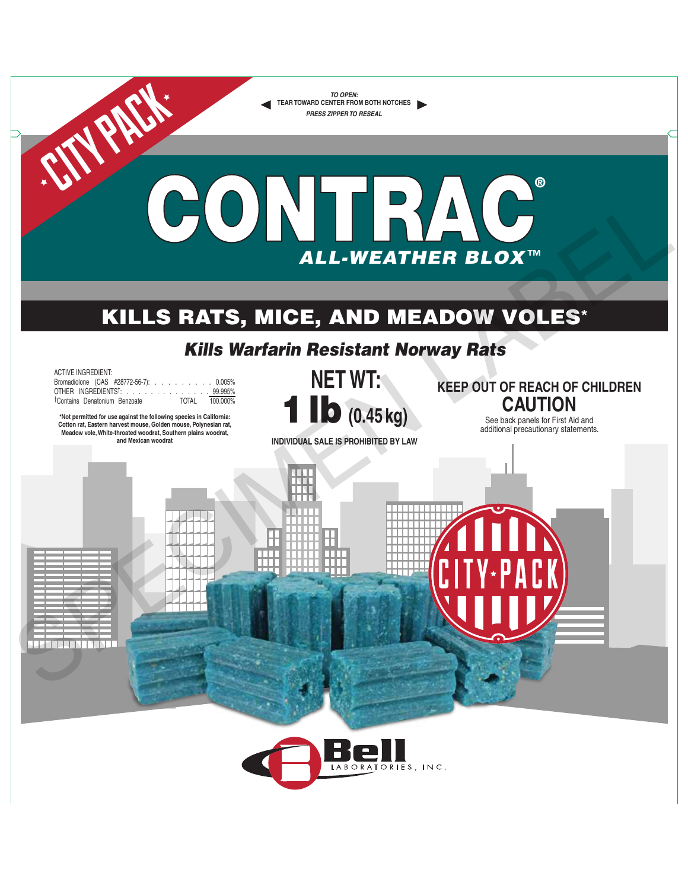*TO OPEN:*
**TEAR TOWARD CENTER FROM BOTH NOTCHES**
*PRESS ZIPPER TO RESEAL*

CITY PACK

# CONTRAC®

## *ALL-WEATHER BLOX™*

## KILLS RATS, MICE, AND MEADOW VOLES*

### *Kills Warfarin Resistant Norway Rats*

| ACTIVE INGREDIENT: | |
|---|---|
| Bromadiolone (CAS #28772-56-7): | 0.005% |
| OTHER INGREDIENTS†: | 99.995% |
| †Contains Denatonium Benzoate TOTAL | 100.000% |

**\*Not permitted for use against the following species in California: Cotton rat, Eastern harvest mouse, Golden mouse, Polynesian rat, Meadow vole, White-throated woodrat, Southern plains woodrat, and Mexican woodrat**

**NET WT:**
**1 lb (0.45 kg)**

**INDIVIDUAL SALE IS PROHIBITED BY LAW**

**KEEP OUT OF REACH OF CHILDREN**
**CAUTION**

See back panels for First Aid and additional precautionary statements.

CITY PACK

Bell LABORATORIES, INC.

SPECIMEN LABEL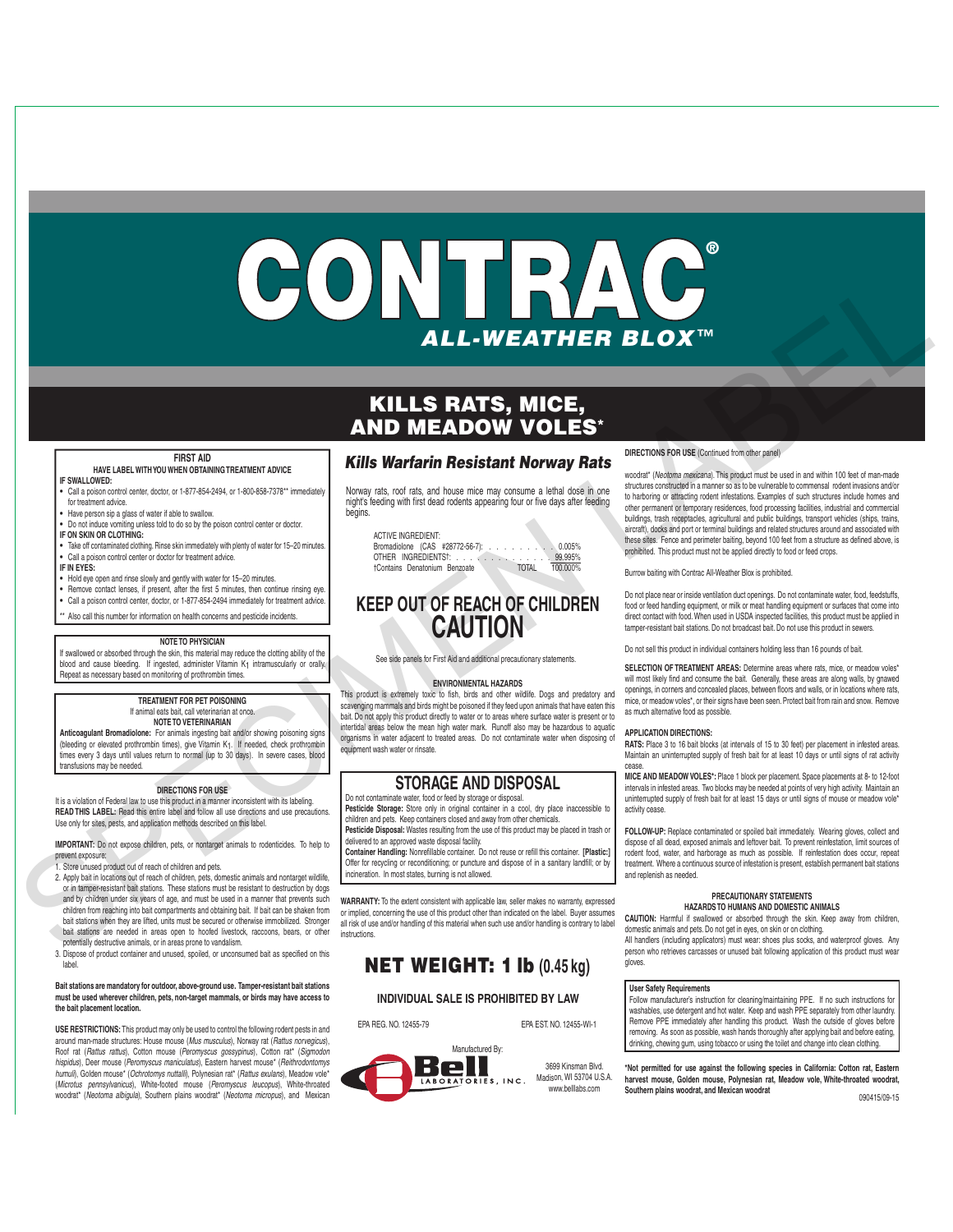# CONTRAC®

## ALL-WEATHER BLOX™

## KILLS RATS, MICE, AND MEADOW VOLES*

### FIRST AID

**HAVE LABEL WITH YOU WHEN OBTAINING TREATMENT ADVICE**

**IF SWALLOWED:**

- Call a poison control center, doctor, or 1-877-854-2494, or 1-800-858-7378** immediately for treatment advice.
- Have person sip a glass of water if able to swallow.
- Do not induce vomiting unless told to do so by the poison control center or doctor.

**IF ON SKIN OR CLOTHING:**

- Take off contaminated clothing. Rinse skin immediately with plenty of water for 15–20 minutes.
- Call a poison control center or doctor for treatment advice.

**IF IN EYES:**

- Hold eye open and rinse slowly and gently with water for 15–20 minutes.
- Remove contact lenses, if present, after the first 5 minutes, then continue rinsing eye.
- Call a poison control center, doctor, or 1-877-854-2494 immediately for treatment advice.

** Also call this number for information on health concerns and pesticide incidents.

### NOTE TO PHYSICIAN

If swallowed or absorbed through the skin, this material may reduce the clotting ability of the blood and cause bleeding. If ingested, administer Vitamin $K_1$ intramuscularly or orally. Repeat as necessary based on monitoring of prothrombin times.

### TREATMENT FOR PET POISONING

If animal eats bait, call veterinarian at once.

**NOTE TO VETERINARIAN**

**Anticoagulant Bromadiolone:** For animals ingesting bait and/or showing poisoning signs (bleeding or elevated prothrombin times), give Vitamin $K_1$. If needed, check prothrombin times every 3 days until values return to normal (up to 30 days). In severe cases, blood transfusions may be needed.

### DIRECTIONS FOR USE

It is a violation of Federal law to use this product in a manner inconsistent with its labeling. **READ THIS LABEL:** Read this entire label and follow all use directions and use precautions. Use only for sites, pests, and application methods described on this label.

**IMPORTANT:** Do not expose children, pets, or nontarget animals to rodenticides. To help to prevent exposure:

1. Store unused product out of reach of children and pets.
2. Apply bait in locations out of reach of children, pets, domestic animals and nontarget wildlife, or in tamper-resistant bait stations. These stations must be resistant to destruction by dogs and by children under six years of age, and must be used in a manner that prevents such children from reaching into bait compartments and obtaining bait. If bait can be shaken from bait stations when they are lifted, units must be secured or otherwise immobilized. Stronger bait stations are needed in areas open to hoofed livestock, raccoons, bears, or other potentially destructive animals, or in areas prone to vandalism.
3. Dispose of product container and unused, spoiled, or unconsumed bait as specified on this label.

**Bait stations are mandatory for outdoor, above-ground use. Tamper-resistant bait stations must be used wherever children, pets, non-target mammals, or birds may have access to the bait placement location.**

**USE RESTRICTIONS:** This product may only be used to control the following rodent pests in and around man-made structures: House mouse (*Mus musculus*), Norway rat (*Rattus norvegicus*), Roof rat (*Rattus rattus*), Cotton mouse (*Peromyscus gossypinus*), Cotton rat* (*Sigmodon hispidus*), Deer mouse (*Peromyscus maniculatus*), Eastern harvest mouse* (*Reithrodontomys humuli*), Golden mouse* (*Ochrotomys nuttalli*), Polynesian rat* (*Rattus exulans*), Meadow vole* (*Microtus pennsylvanicus*), White-footed mouse (*Peromyscus leucopus*), White-throated woodrat* (*Neotoma albigula*), Southern plains woodrat* (*Neotoma micropus*), and Mexican woodrat* (*Neotoma mexicana*). This product must be used in and within 100 feet of man-made structures constructed in a manner so as to be vulnerable to commensal rodent invasions and/or to harboring or attracting rodent infestations. Examples of such structures include homes and other permanent or temporary residences, food processing facilities, industrial and commercial buildings, trash receptacles, agricultural and public buildings, transport vehicles (ships, trains, aircraft), docks and port or terminal buildings and related structures around and associated with these sites. Fence and perimeter baiting, beyond 100 feet from a structure as defined above, is prohibited. This product must not be applied directly to food or feed crops.

Burrow baiting with Contrac All-Weather Blox is prohibited.

Do not place near or inside ventilation duct openings. Do not contaminate water, food, feedstuffs, food or feed handling equipment, or milk or meat handling equipment or surfaces that come into direct contact with food. When used in USDA inspected facilities, this product must be applied in tamper-resistant bait stations. Do not broadcast bait. Do not use this product in sewers.

Do not sell this product in individual containers holding less than 16 pounds of bait.

**SELECTION OF TREATMENT AREAS:** Determine areas where rats, mice, or meadow voles* will most likely find and consume the bait. Generally, these areas are along walls, by gnawed openings, in corners and concealed places, between floors and walls, or in locations where rats, mice, or meadow voles*, or their signs have been seen. Protect bait from rain and snow. Remove as much alternative food as possible.

**APPLICATION DIRECTIONS:**

**RATS:** Place 3 to 16 bait blocks (at intervals of 15 to 30 feet) per placement in infested areas. Maintain an uninterrupted supply of fresh bait for at least 10 days or until signs of rat activity cease.

**MICE AND MEADOW VOLES*:** Place 1 block per placement. Space placements at 8- to 12-foot intervals in infested areas. Two blocks may be needed at points of very high activity. Maintain an uninterrupted supply of fresh bait for at least 15 days or until signs of mouse or meadow vole* activity cease.

**FOLLOW-UP:** Replace contaminated or spoiled bait immediately. Wearing gloves, collect and dispose of all dead, exposed animals and leftover bait. To prevent reinfestation, limit sources of rodent food, water, and harborage as much as possible. If reinfestation does occur, repeat treatment. Where a continuous source of infestation is present, establish permanent bait stations and replenish as needed.

## *Kills Warfarin Resistant Norway Rats*

Norway rats, roof rats, and house mice may consume a lethal dose in one night's feeding with first dead rodents appearing four or five days after feeding begins.

| | |
|---|---|
| ACTIVE INGREDIENT: | |
| Bromadiolone (CAS #28772-56-7): | 0.005% |
| OTHER INGREDIENTS†: | 99.995% |
| †Contains Denatonium Benzoate TOTAL | 100.000% |

## KEEP OUT OF REACH OF CHILDREN

## CAUTION

See side panels for First Aid and additional precautionary statements.

### ENVIRONMENTAL HAZARDS

This product is extremely toxic to fish, birds and other wildlife. Dogs and predatory and scavenging mammals and birds might be poisoned if they feed upon animals that have eaten this bait. Do not apply this product directly to water or to areas where surface water is present or to intertidal areas below the mean high water mark. Runoff also may be hazardous to aquatic organisms in water adjacent to treated areas. Do not contaminate water when disposing of equipment wash water or rinsate.

### STORAGE AND DISPOSAL

Do not contaminate water, food or feed by storage or disposal.

**Pesticide Storage:** Store only in original container in a cool, dry place inaccessible to children and pets. Keep containers closed and away from other chemicals.

**Pesticide Disposal:** Wastes resulting from the use of this product may be placed in trash or delivered to an approved waste disposal facility.

**Container Handling:** Nonrefillable container. Do not reuse or refill this container. **[Plastic:]** Offer for recycling or reconditioning; or puncture and dispose of in a sanitary landfill; or by incineration. In most states, burning is not allowed.

**WARRANTY:** To the extent consistent with applicable law, seller makes no warranty, expressed or implied, concerning the use of this product other than indicated on the label. Buyer assumes all risk of use and/or handling of this material when such use and/or handling is contrary to label instructions.

## NET WEIGHT: 1 lb (0.45 kg)

**INDIVIDUAL SALE IS PROHIBITED BY LAW**

EPA REG. NO. 12455-79

EPA EST. NO. 12455-WI-1

Manufactured By:

Bell LABORATORIES, INC.

3699 Kinsman Blvd.
Madison, WI 53704 U.S.A.
www.belllabs.com

### PRECAUTIONARY STATEMENTS

**HAZARDS TO HUMANS AND DOMESTIC ANIMALS**

**CAUTION:** Harmful if swallowed or absorbed through the skin. Keep away from children, domestic animals and pets. Do not get in eyes, on skin or on clothing.

All handlers (including applicators) must wear: shoes plus socks, and waterproof gloves. Any person who retrieves carcasses or unused bait following application of this product must wear gloves.

**User Safety Requirements**

Follow manufacturer's instruction for cleaning/maintaining PPE. If no such instructions for washables, use detergent and hot water. Keep and wash PPE separately from other laundry. Remove PPE immediately after handling this product. Wash the outside of gloves before removing. As soon as possible, wash hands thoroughly after applying bait and before eating, drinking, chewing gum, using tobacco or using the toilet and change into clean clothing.

***Not permitted for use against the following species in California: Cotton rat, Eastern harvest mouse, Golden mouse, Polynesian rat, Meadow vole, White-throated woodrat, Southern plains woodrat, and Mexican woodrat**

090415/09-15